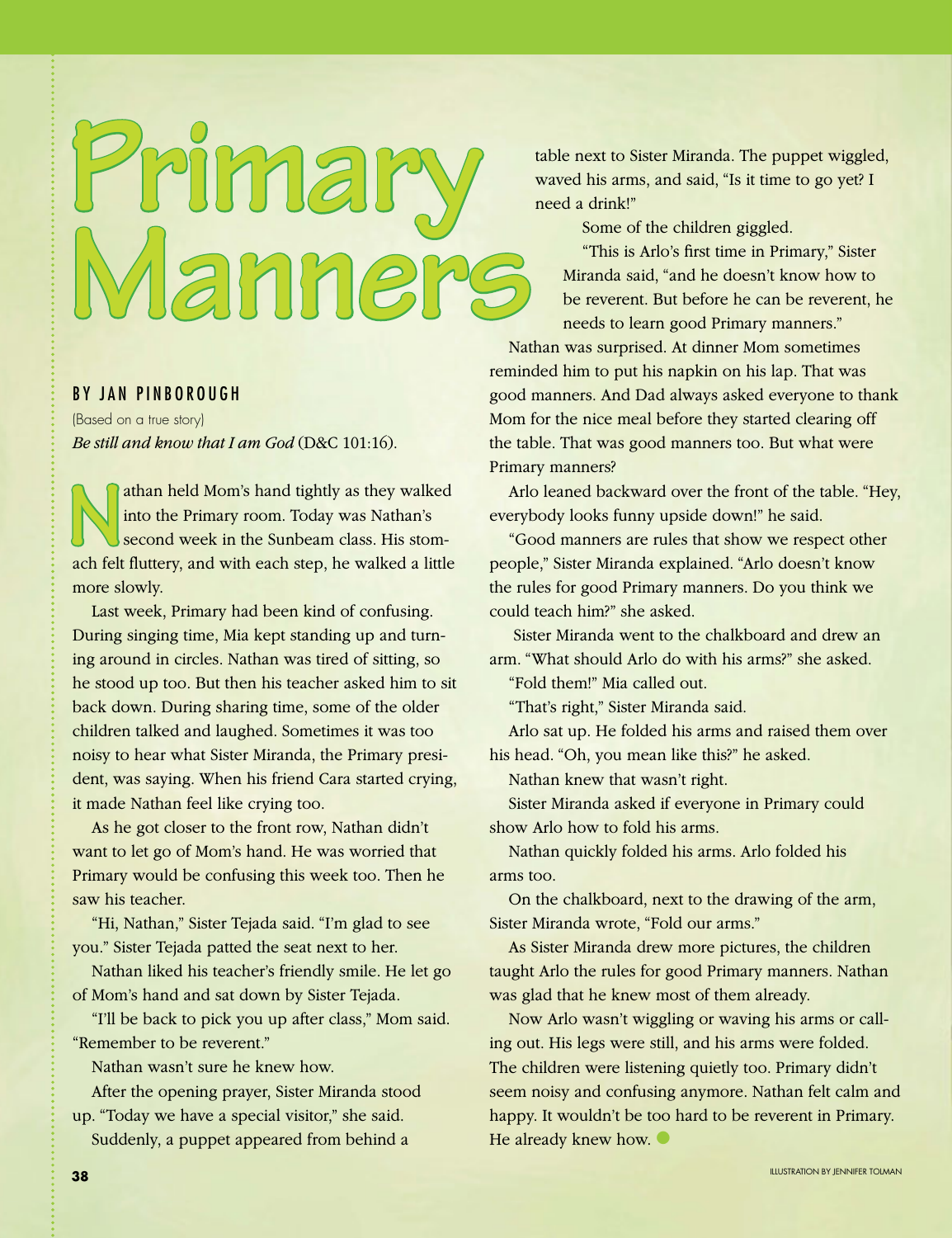# Primary Manners

BY JAN PINBOROUGH

(Based on a true story)

*Be still and know that I am God* (D&C 101:16).

Nathan held Mom's hand tightly as they walked into the Primary room. Today was Nathan's second week in the Sunbeam class. His stomach felt fluttery, and with each step, he walked a little more slowly.

Last week, Primary had been kind of confusing. During singing time, Mia kept standing up and turning around in circles. Nathan was tired of sitting, so he stood up too. But then his teacher asked him to sit back down. During sharing time, some of the older children talked and laughed. Sometimes it was too noisy to hear what Sister Miranda, the Primary president, was saying. When his friend Cara started crying, it made Nathan feel like crying too.

As he got closer to the front row, Nathan didn't want to let go of Mom's hand. He was worried that Primary would be confusing this week too. Then he saw his teacher.

"Hi, Nathan," Sister Tejada said. "I'm glad to see you." Sister Tejada patted the seat next to her.

Nathan liked his teacher's friendly smile. He let go of Mom's hand and sat down by Sister Tejada.

"I'll be back to pick you up after class," Mom said. "Remember to be reverent."

Nathan wasn't sure he knew how.

After the opening prayer, Sister Miranda stood up. "Today we have a special visitor," she said.

Suddenly, a puppet appeared from behind a table next to Sister Miranda. The puppet wiggled, waved his arms, and said, "Is it time to go yet? I need a drink!"

Some of the children giggled.

"This is Arlo's first time in Primary," Sister Miranda said, "and he doesn't know how to be reverent. But before he can be reverent, he needs to learn good Primary manners."

Nathan was surprised. At dinner Mom sometimes reminded him to put his napkin on his lap. That was good manners. And Dad always asked everyone to thank Mom for the nice meal before they started clearing off the table. That was good manners too. But what were Primary manners?

Arlo leaned backward over the front of the table. "Hey, everybody looks funny upside down!" he said.

"Good manners are rules that show we respect other people," Sister Miranda explained. "Arlo doesn't know the rules for good Primary manners. Do you think we could teach him?" she asked.

Sister Miranda went to the chalkboard and drew an arm. "What should Arlo do with his arms?" she asked.

"Fold them!" Mia called out.

"That's right," Sister Miranda said.

Arlo sat up. He folded his arms and raised them over his head. "Oh, you mean like this?" he asked.

Nathan knew that wasn't right.

Sister Miranda asked if everyone in Primary could show Arlo how to fold his arms.

Nathan quickly folded his arms. Arlo folded his arms too.

On the chalkboard, next to the drawing of the arm, Sister Miranda wrote, "Fold our arms."

As Sister Miranda drew more pictures, the children taught Arlo the rules for good Primary manners. Nathan was glad that he knew most of them already.

Now Arlo wasn't wiggling or waving his arms or calling out. His legs were still, and his arms were folded. The children were listening quietly too. Primary didn't seem noisy and confusing anymore. Nathan felt calm and happy. It wouldn't be too hard to be reverent in Primary. He already knew how.

ILLUSTRATION BY JENNIFER TOLMAN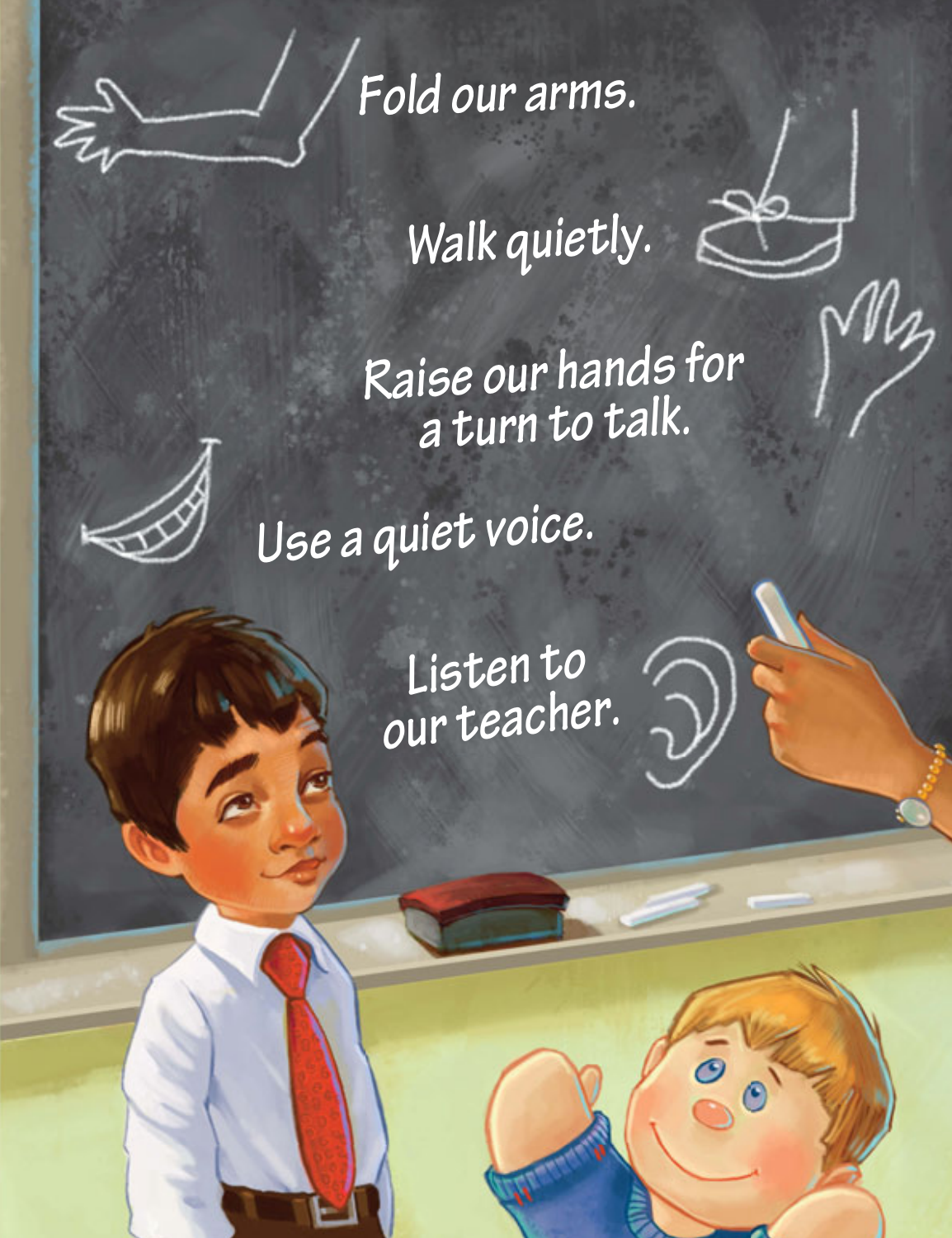Fold our arms.

Walk quietly.

Raise our hands for a turn to talk.

Use a quiet voice.

Listen to our teacher.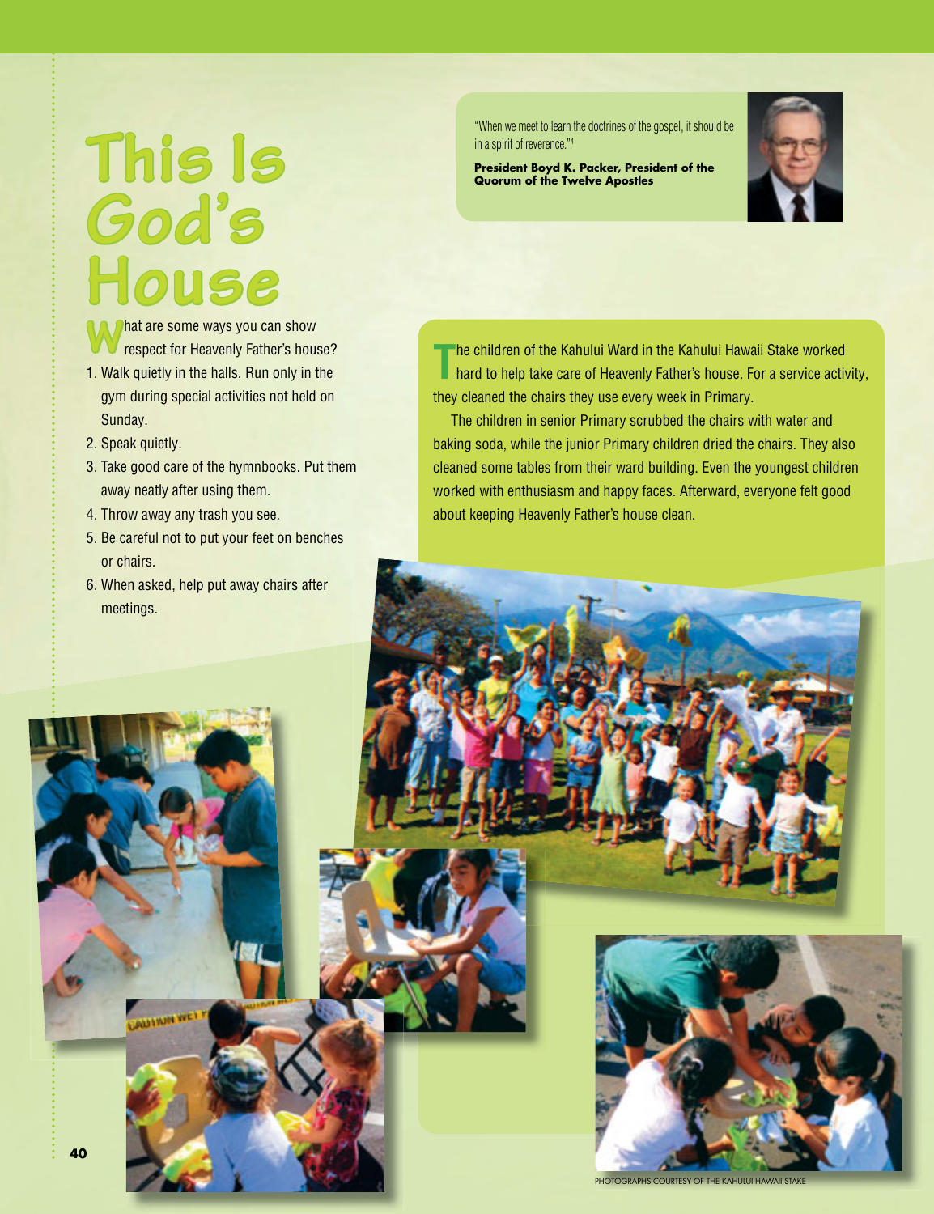# This Is God's House

What are some ways you can show respect for Heavenly Father's house?

1. Walk quietly in the halls. Run only in the gym during special activities not held on Sunday.
2. Speak quietly.
3. Take good care of the hymnbooks. Put them away neatly after using them.
4. Throw away any trash you see.
5. Be careful not to put your feet on benches or chairs.
6. When asked, help put away chairs after meetings.

"When we meet to learn the doctrines of the gospel, it should be in a spirit of reverence."[4]

**President Boyd K. Packer, President of the Quorum of the Twelve Apostles**

The children of the Kahului Ward in the Kahului Hawaii Stake worked hard to help take care of Heavenly Father's house. For a service activity, they cleaned the chairs they use every week in Primary.

The children in senior Primary scrubbed the chairs with water and baking soda, while the junior Primary children dried the chairs. They also cleaned some tables from their ward building. Even the youngest children worked with enthusiasm and happy faces. Afterward, everyone felt good about keeping Heavenly Father's house clean.

PHOTOGRAPHS COURTESY OF THE KAHULUI HAWAII STAKE